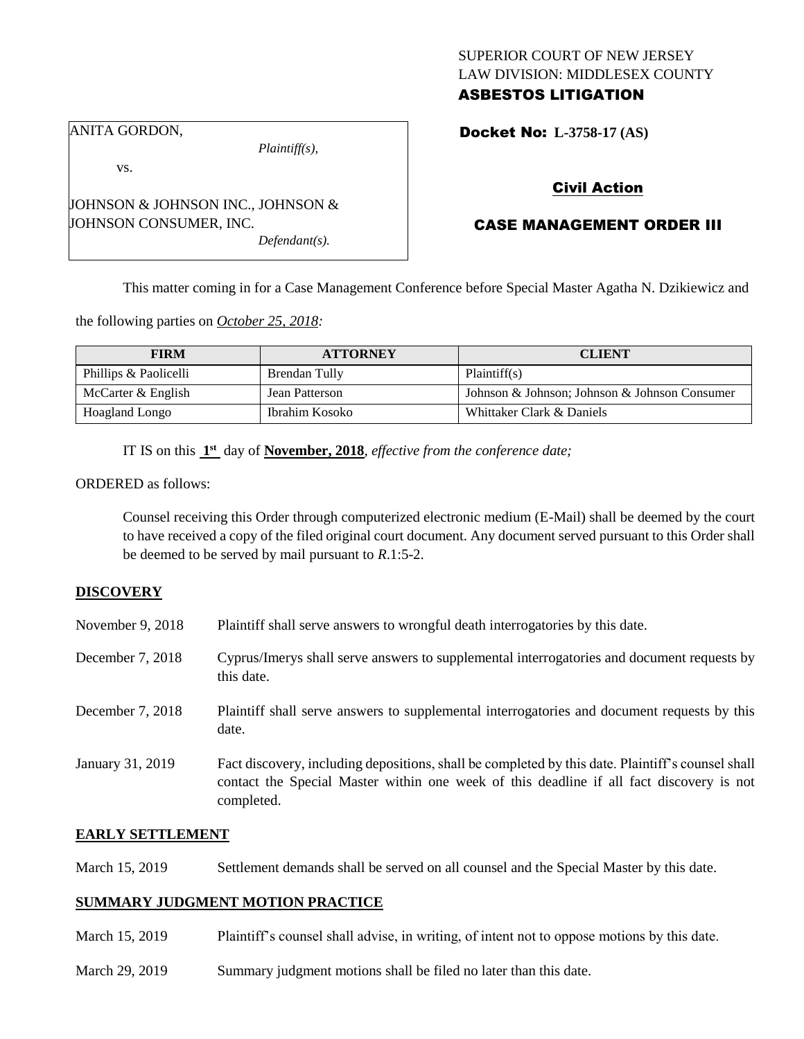SUPERIOR COURT OF NEW JERSEY
LAW DIVISION: MIDDLESEX COUNTY
**ASBESTOS LITIGATION**

ANITA GORDON,
*Plaintiff(s),*

vs.

JOHNSON & JOHNSON INC., JOHNSON & JOHNSON CONSUMER, INC.
*Defendant(s).*

**Docket No: L-3758-17 (AS)**

**Civil Action**

**CASE MANAGEMENT ORDER III**

This matter coming in for a Case Management Conference before Special Master Agatha N. Dzikiewicz and the following parties on *October 25, 2018:*

| FIRM | ATTORNEY | CLIENT |
|---|---|---|
| Phillips & Paolicelli | Brendan Tully | Plaintiff(s) |
| McCarter & English | Jean Patterson | Johnson & Johnson; Johnson & Johnson Consumer |
| Hoagland Longo | Ibrahim Kosoko | Whittaker Clark & Daniels |

IT IS on this **1st** day of **November, 2018**, *effective from the conference date;*

ORDERED as follows:

Counsel receiving this Order through computerized electronic medium (E-Mail) shall be deemed by the court to have received a copy of the filed original court document. Any document served pursuant to this Order shall be deemed to be served by mail pursuant to *R*.1:5-2.

## DISCOVERY

November 9, 2018 — Plaintiff shall serve answers to wrongful death interrogatories by this date.

December 7, 2018 — Cyprus/Imerys shall serve answers to supplemental interrogatories and document requests by this date.

December 7, 2018 — Plaintiff shall serve answers to supplemental interrogatories and document requests by this date.

January 31, 2019 — Fact discovery, including depositions, shall be completed by this date. Plaintiff's counsel shall contact the Special Master within one week of this deadline if all fact discovery is not completed.

## EARLY SETTLEMENT

March 15, 2019 — Settlement demands shall be served on all counsel and the Special Master by this date.

## SUMMARY JUDGMENT MOTION PRACTICE

March 15, 2019 — Plaintiff's counsel shall advise, in writing, of intent not to oppose motions by this date.

March 29, 2019 — Summary judgment motions shall be filed no later than this date.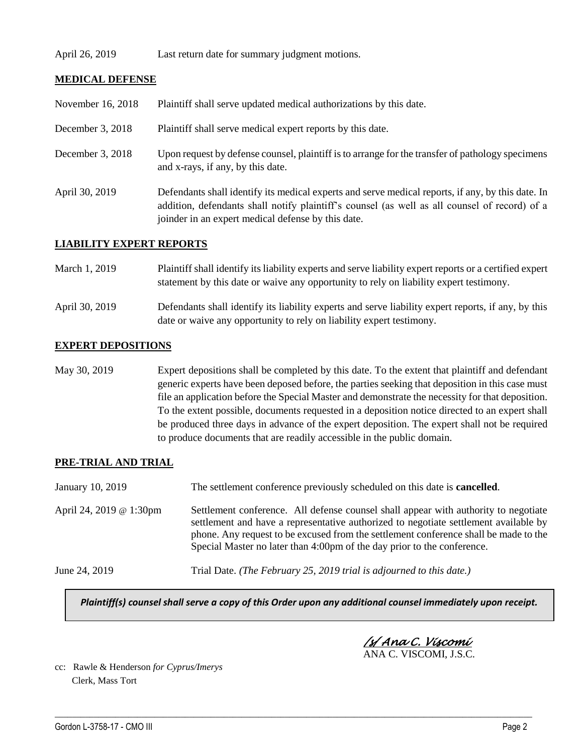| | |
|---|---|
| April 26, 2019 | Last return date for summary judgment motions. |

**MEDICAL DEFENSE**

| | |
|---|---|
| November 16, 2018 | Plaintiff shall serve updated medical authorizations by this date. |
| December 3, 2018 | Plaintiff shall serve medical expert reports by this date. |
| December 3, 2018 | Upon request by defense counsel, plaintiff is to arrange for the transfer of pathology specimens and x-rays, if any, by this date. |
| April 30, 2019 | Defendants shall identify its medical experts and serve medical reports, if any, by this date. In addition, defendants shall notify plaintiff's counsel (as well as all counsel of record) of a joinder in an expert medical defense by this date. |

**LIABILITY EXPERT REPORTS**

| | |
|---|---|
| March 1, 2019 | Plaintiff shall identify its liability experts and serve liability expert reports or a certified expert statement by this date or waive any opportunity to rely on liability expert testimony. |
| April 30, 2019 | Defendants shall identify its liability experts and serve liability expert reports, if any, by this date or waive any opportunity to rely on liability expert testimony. |

**EXPERT DEPOSITIONS**

| | |
|---|---|
| May 30, 2019 | Expert depositions shall be completed by this date. To the extent that plaintiff and defendant generic experts have been deposed before, the parties seeking that deposition in this case must file an application before the Special Master and demonstrate the necessity for that deposition. To the extent possible, documents requested in a deposition notice directed to an expert shall be produced three days in advance of the expert deposition. The expert shall not be required to produce documents that are readily accessible in the public domain. |

**PRE-TRIAL AND TRIAL**

| | |
|---|---|
| January 10, 2019 | The settlement conference previously scheduled on this date is **cancelled**. |
| April 24, 2019 @ 1:30pm | Settlement conference. All defense counsel shall appear with authority to negotiate settlement and have a representative authorized to negotiate settlement available by phone. Any request to be excused from the settlement conference shall be made to the Special Master no later than 4:00pm of the day prior to the conference. |
| June 24, 2019 | Trial Date. *(The February 25, 2019 trial is adjourned to this date.)* |

***Plaintiff(s) counsel shall serve a copy of this Order upon any additional counsel immediately upon receipt.***

*/s/ Ana C. Viscomi*
ANA C. VISCOMI, J.S.C.

cc: Rawle & Henderson *for Cyprus/Imerys*
Clerk, Mass Tort